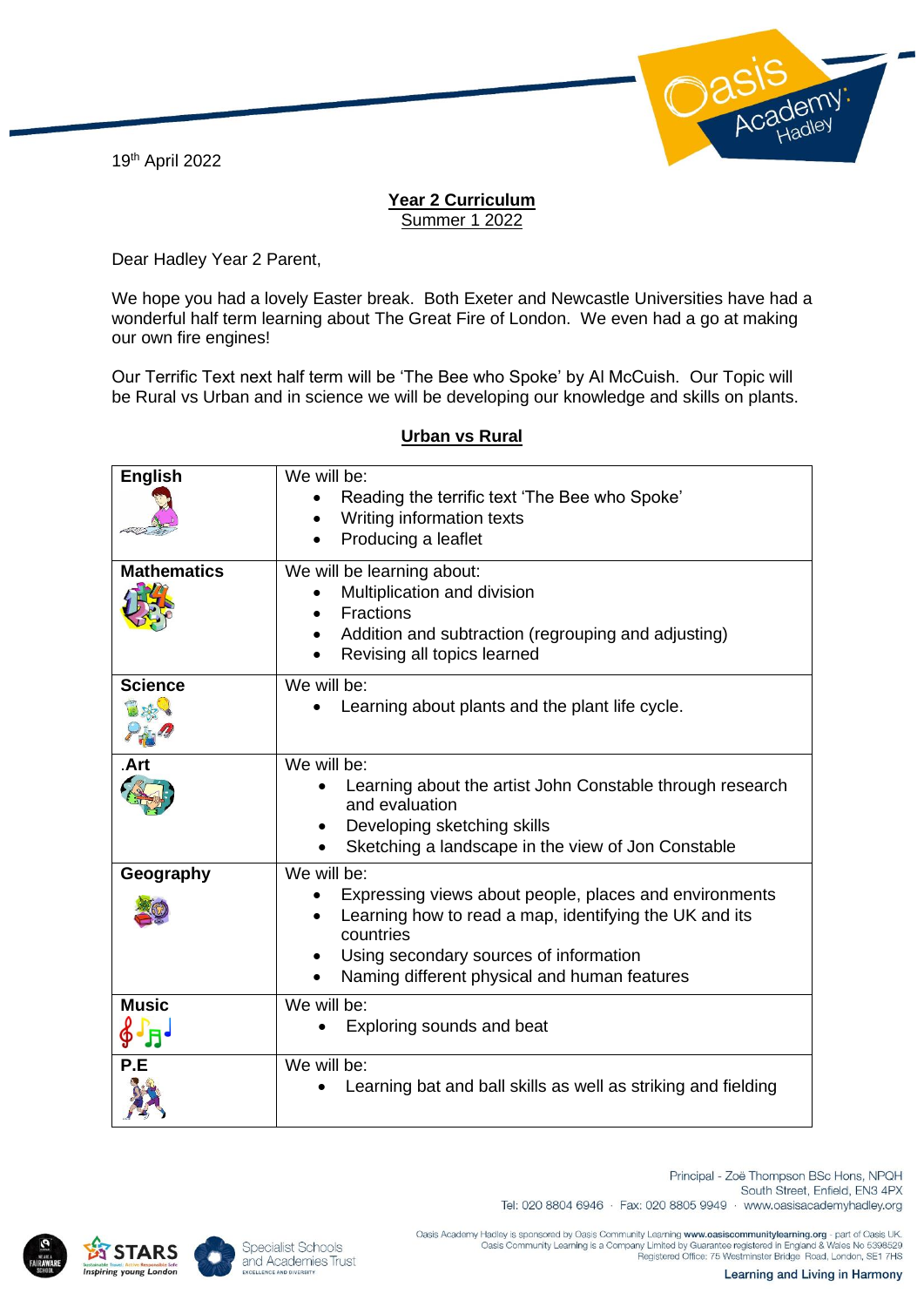19th April 2022

**Year 2 Curriculum**
Summer 1 2022

Dear Hadley Year 2 Parent,

We hope you had a lovely Easter break. Both Exeter and Newcastle Universities have had a wonderful half term learning about The Great Fire of London. We even had a go at making our own fire engines!

Our Terrific Text next half term will be 'The Bee who Spoke' by Al McCuish. Our Topic will be Rural vs Urban and in science we will be developing our knowledge and skills on plants.

**Urban vs Rural**

| | |
|---|---|
| **English** | We will be:<br>• Reading the terrific text 'The Bee who Spoke'<br>• Writing information texts<br>• Producing a leaflet |
| **Mathematics** | We will be learning about:<br>• Multiplication and division<br>• Fractions<br>• Addition and subtraction (regrouping and adjusting)<br>• Revising all topics learned |
| **Science** | We will be:<br>• Learning about plants and the plant life cycle. |
| **.Art** | We will be:<br>• Learning about the artist John Constable through research and evaluation<br>• Developing sketching skills<br>• Sketching a landscape in the view of Jon Constable |
| **Geography** | We will be:<br>• Expressing views about people, places and environments<br>• Learning how to read a map, identifying the UK and its countries<br>• Using secondary sources of information<br>• Naming different physical and human features |
| **Music** | We will be:<br>• Exploring sounds and beat |
| **P.E** | We will be:<br>• Learning bat and ball skills as well as striking and fielding |

Principal - Zoë Thompson BSc Hons, NPQH
South Street, Enfield, EN3 4PX
Tel: 020 8804 6946 · Fax: 020 8805 9949 · www.oasisacademyhadley.org

Oasis Academy Hadley is sponsored by Oasis Community Learning www.oasiscommunitylearning.org - part of Oasis UK.
Oasis Community Learning is a Company Limited by Guarantee registered in England & Wales No 5398529
Registered Office: 75 Westminster Bridge Road, London, SE1 7HS

Learning and Living in Harmony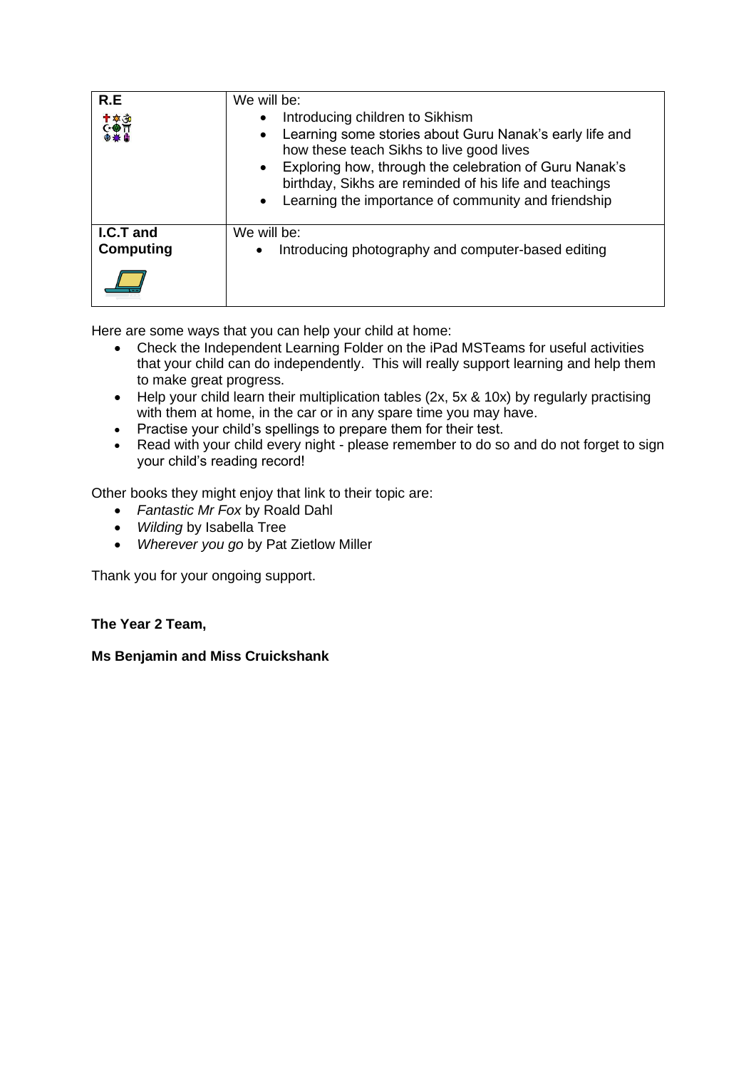| | |
|---|---|
| **R.E** | We will be:<br>• Introducing children to Sikhism<br>• Learning some stories about Guru Nanak's early life and how these teach Sikhs to live good lives<br>• Exploring how, through the celebration of Guru Nanak's birthday, Sikhs are reminded of his life and teachings<br>• Learning the importance of community and friendship |
| **I.C.T and Computing** | We will be:<br>• Introducing photography and computer-based editing |

Here are some ways that you can help your child at home:

- Check the Independent Learning Folder on the iPad MSTeams for useful activities that your child can do independently. This will really support learning and help them to make great progress.
- Help your child learn their multiplication tables (2x, 5x & 10x) by regularly practising with them at home, in the car or in any spare time you may have.
- Practise your child's spellings to prepare them for their test.
- Read with your child every night - please remember to do so and do not forget to sign your child's reading record!

Other books they might enjoy that link to their topic are:

- *Fantastic Mr Fox* by Roald Dahl
- *Wilding* by Isabella Tree
- *Wherever you go* by Pat Zietlow Miller

Thank you for your ongoing support.

**The Year 2 Team,**

**Ms Benjamin and Miss Cruickshank**